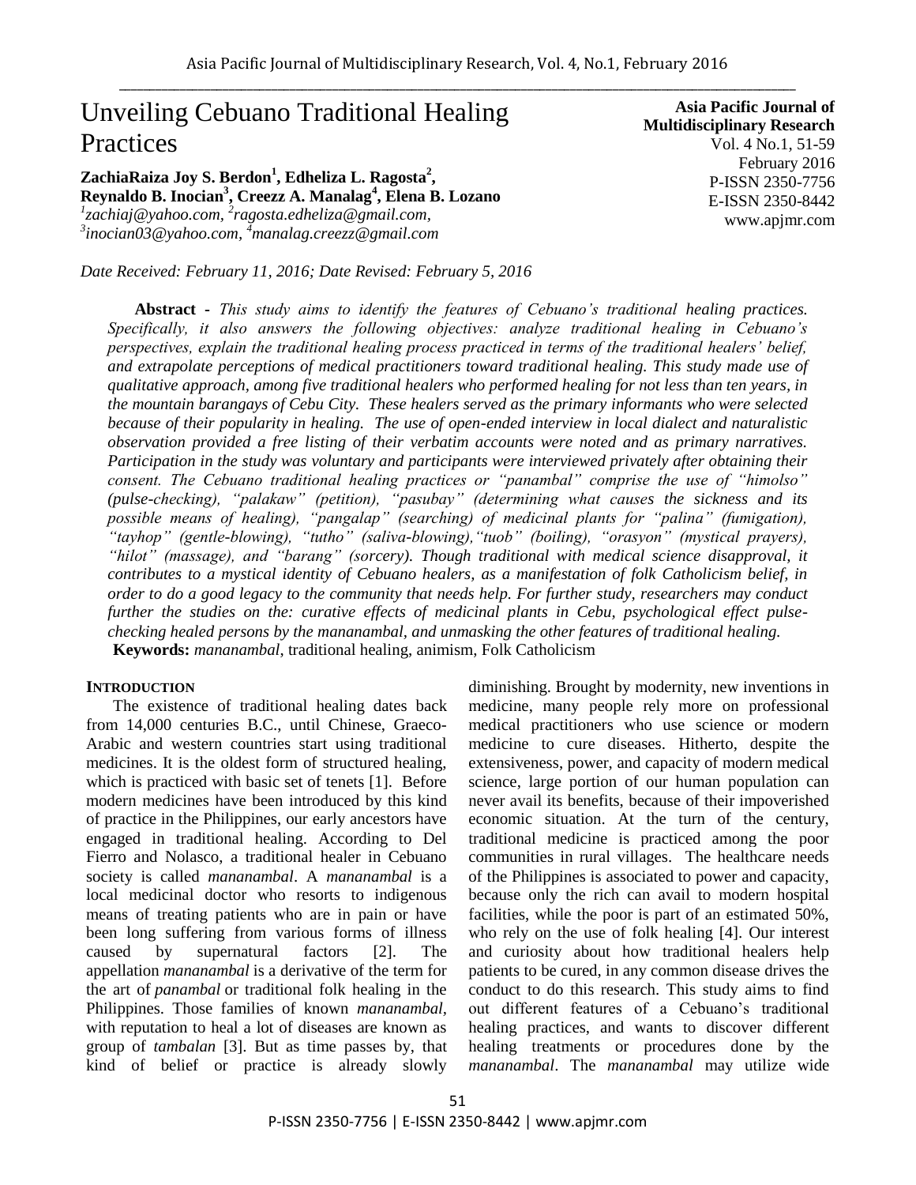# Unveiling Cebuano Traditional Healing Practices

**ZachiaRaiza Joy S. Berdon[1], Edheliza L. Ragosta[2], Reynaldo B. Inocian[3], Creezz A. Manalag[4], Elena B. Lozano**
*[1]zachiaj@yahoo.com, [2]ragosta.edheliza@gmail.com, [3]inocian03@yahoo.com, [4]manalag.creezz@gmail.com*

**Asia Pacific Journal of Multidisciplinary Research**
Vol. 4 No.1, 51-59
February 2016
P-ISSN 2350-7756
E-ISSN 2350-8442
www.apjmr.com

*Date Received: February 11, 2016; Date Revised: February 5, 2016*

**Abstract** - *This study aims to identify the features of Cebuano's traditional healing practices. Specifically, it also answers the following objectives: analyze traditional healing in Cebuano's perspectives, explain the traditional healing process practiced in terms of the traditional healers' belief, and extrapolate perceptions of medical practitioners toward traditional healing. This study made use of qualitative approach, among five traditional healers who performed healing for not less than ten years, in the mountain barangays of Cebu City. These healers served as the primary informants who were selected because of their popularity in healing. The use of open-ended interview in local dialect and naturalistic observation provided a free listing of their verbatim accounts were noted and as primary narratives. Participation in the study was voluntary and participants were interviewed privately after obtaining their consent. The Cebuano traditional healing practices or "panambal" comprise the use of "himolso" (pulse-checking), "palakaw" (petition), "pasubay" (determining what causes the sickness and its possible means of healing), "pangalap" (searching) of medicinal plants for "palina" (fumigation), "tayhop" (gentle-blowing), "tutho" (saliva-blowing),"tuob" (boiling), "orasyon" (mystical prayers), "hilot" (massage), and "barang" (sorcery). Though traditional with medical science disapproval, it contributes to a mystical identity of Cebuano healers, as a manifestation of folk Catholicism belief, in order to do a good legacy to the community that needs help. For further study, researchers may conduct further the studies on the: curative effects of medicinal plants in Cebu, psychological effect pulse-checking healed persons by the mananambal, and unmasking the other features of traditional healing.*

**Keywords:** *mananambal*, traditional healing, animism, Folk Catholicism

## INTRODUCTION

The existence of traditional healing dates back from 14,000 centuries B.C., until Chinese, Graeco-Arabic and western countries start using traditional medicines. It is the oldest form of structured healing, which is practiced with basic set of tenets [1]. Before modern medicines have been introduced by this kind of practice in the Philippines, our early ancestors have engaged in traditional healing. According to Del Fierro and Nolasco, a traditional healer in Cebuano society is called *mananambal*. A *mananambal* is a local medicinal doctor who resorts to indigenous means of treating patients who are in pain or have been long suffering from various forms of illness caused by supernatural factors [2]. The appellation *mananambal* is a derivative of the term for the art of *panambal* or traditional folk healing in the Philippines. Those families of known *mananambal*, with reputation to heal a lot of diseases are known as group of *tambalan* [3]. But as time passes by, that kind of belief or practice is already slowly diminishing. Brought by modernity, new inventions in medicine, many people rely more on professional medical practitioners who use science or modern medicine to cure diseases. Hitherto, despite the extensiveness, power, and capacity of modern medical science, large portion of our human population can never avail its benefits, because of their impoverished economic situation. At the turn of the century, traditional medicine is practiced among the poor communities in rural villages. The healthcare needs of the Philippines is associated to power and capacity, because only the rich can avail to modern hospital facilities, while the poor is part of an estimated 50%, who rely on the use of folk healing [4]. Our interest and curiosity about how traditional healers help patients to be cured, in any common disease drives the conduct to do this research. This study aims to find out different features of a Cebuano's traditional healing practices, and wants to discover different healing treatments or procedures done by the *mananambal*. The *mananambal* may utilize wide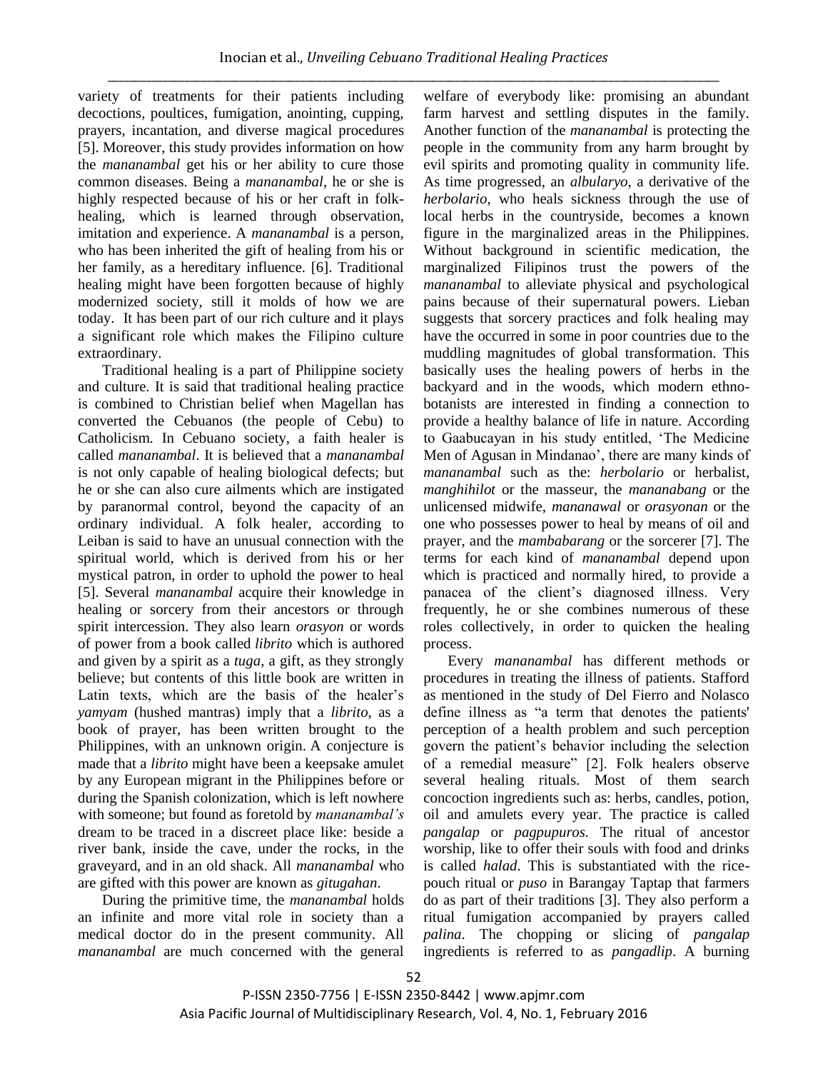variety of treatments for their patients including decoctions, poultices, fumigation, anointing, cupping, prayers, incantation, and diverse magical procedures [5]. Moreover, this study provides information on how the *mananambal* get his or her ability to cure those common diseases. Being a *mananambal*, he or she is highly respected because of his or her craft in folk-healing, which is learned through observation, imitation and experience. A *mananambal* is a person, who has been inherited the gift of healing from his or her family, as a hereditary influence. [6]. Traditional healing might have been forgotten because of highly modernized society, still it molds of how we are today. It has been part of our rich culture and it plays a significant role which makes the Filipino culture extraordinary.

Traditional healing is a part of Philippine society and culture. It is said that traditional healing practice is combined to Christian belief when Magellan has converted the Cebuanos (the people of Cebu) to Catholicism. In Cebuano society, a faith healer is called *mananambal*. It is believed that a *mananambal* is not only capable of healing biological defects; but he or she can also cure ailments which are instigated by paranormal control, beyond the capacity of an ordinary individual. A folk healer, according to Leiban is said to have an unusual connection with the spiritual world, which is derived from his or her mystical patron, in order to uphold the power to heal [5]. Several *mananambal* acquire their knowledge in healing or sorcery from their ancestors or through spirit intercession. They also learn *orasyon* or words of power from a book called *librito* which is authored and given by a spirit as a *tuga*, a gift, as they strongly believe; but contents of this little book are written in Latin texts, which are the basis of the healer's *yamyam* (hushed mantras) imply that a *librito*, as a book of prayer, has been written brought to the Philippines, with an unknown origin. A conjecture is made that a *librito* might have been a keepsake amulet by any European migrant in the Philippines before or during the Spanish colonization, which is left nowhere with someone; but found as foretold by *mananambal's* dream to be traced in a discreet place like: beside a river bank, inside the cave, under the rocks, in the graveyard, and in an old shack. All *mananambal* who are gifted with this power are known as *gitugahan*.

During the primitive time, the *mananambal* holds an infinite and more vital role in society than a medical doctor do in the present community. All *mananambal* are much concerned with the general welfare of everybody like: promising an abundant farm harvest and settling disputes in the family. Another function of the *mananambal* is protecting the people in the community from any harm brought by evil spirits and promoting quality in community life. As time progressed, an *albularyo*, a derivative of the *herbolario*, who heals sickness through the use of local herbs in the countryside, becomes a known figure in the marginalized areas in the Philippines. Without background in scientific medication, the marginalized Filipinos trust the powers of the *mananambal* to alleviate physical and psychological pains because of their supernatural powers. Lieban suggests that sorcery practices and folk healing may have the occurred in some in poor countries due to the muddling magnitudes of global transformation. This basically uses the healing powers of herbs in the backyard and in the woods, which modern ethno-botanists are interested in finding a connection to provide a healthy balance of life in nature. According to Gaabucayan in his study entitled, 'The Medicine Men of Agusan in Mindanao', there are many kinds of *mananambal* such as the: *herbolario* or herbalist, *manghihilot* or the masseur, the *mananabang* or the unlicensed midwife, *mananawal* or *orasyonan* or the one who possesses power to heal by means of oil and prayer, and the *mambabarang* or the sorcerer [7]. The terms for each kind of *mananambal* depend upon which is practiced and normally hired, to provide a panacea of the client's diagnosed illness. Very frequently, he or she combines numerous of these roles collectively, in order to quicken the healing process.

Every *mananambal* has different methods or procedures in treating the illness of patients. Stafford as mentioned in the study of Del Fierro and Nolasco define illness as "a term that denotes the patients' perception of a health problem and such perception govern the patient's behavior including the selection of a remedial measure" [2]. Folk healers observe several healing rituals. Most of them search concoction ingredients such as: herbs, candles, potion, oil and amulets every year. The practice is called *pangalap* or *pagpupuros*. The ritual of ancestor worship, like to offer their souls with food and drinks is called *halad*. This is substantiated with the rice-pouch ritual or *puso* in Barangay Taptap that farmers do as part of their traditions [3]. They also perform a ritual fumigation accompanied by prayers called *palina*. The chopping or slicing of *pangalap* ingredients is referred to as *pangadlip*. A burning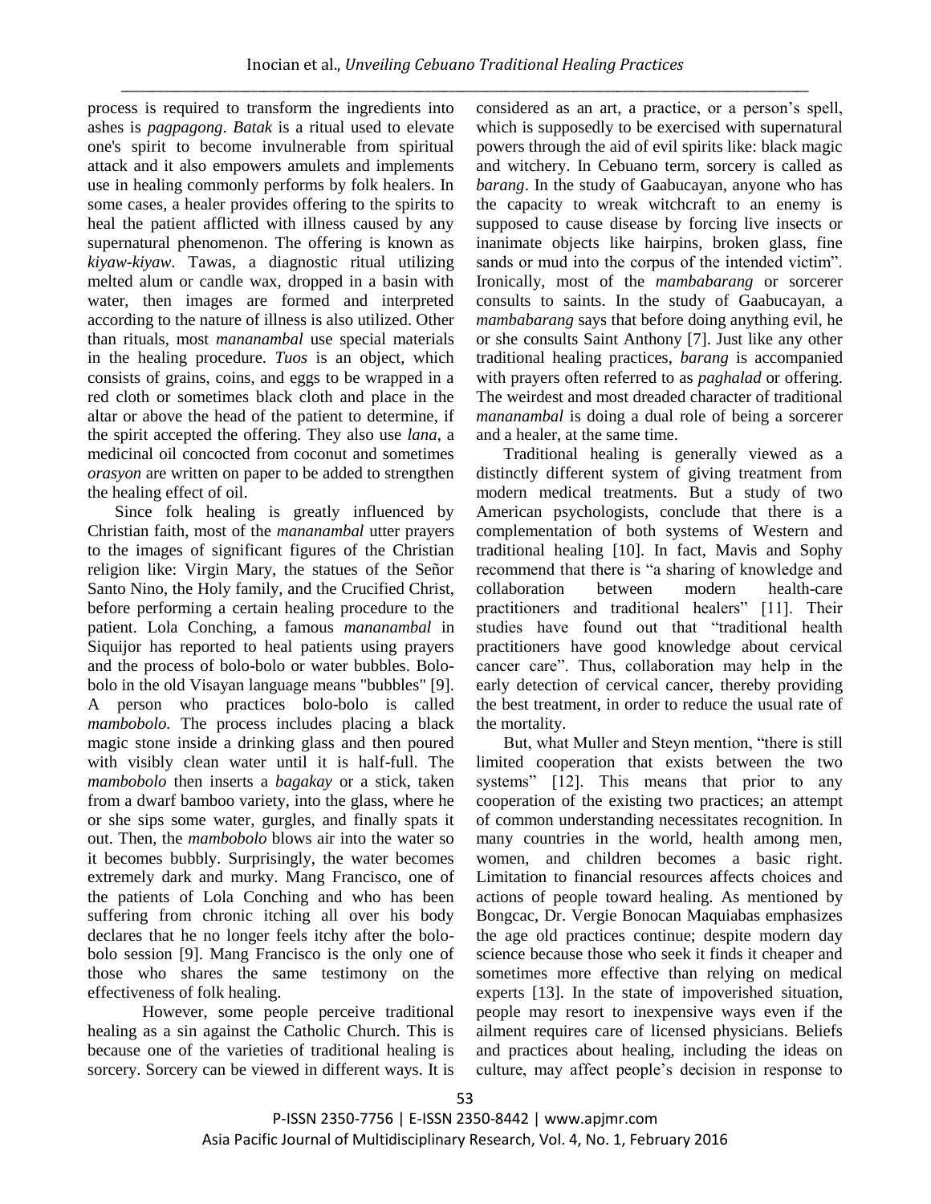process is required to transform the ingredients into ashes is *pagpagong*. *Batak* is a ritual used to elevate one's spirit to become invulnerable from spiritual attack and it also empowers amulets and implements use in healing commonly performs by folk healers. In some cases, a healer provides offering to the spirits to heal the patient afflicted with illness caused by any supernatural phenomenon. The offering is known as *kiyaw-kiyaw*. Tawas, a diagnostic ritual utilizing melted alum or candle wax, dropped in a basin with water, then images are formed and interpreted according to the nature of illness is also utilized. Other than rituals, most *mananambal* use special materials in the healing procedure. *Tuos* is an object, which consists of grains, coins, and eggs to be wrapped in a red cloth or sometimes black cloth and place in the altar or above the head of the patient to determine, if the spirit accepted the offering. They also use *lana*, a medicinal oil concocted from coconut and sometimes *orasyon* are written on paper to be added to strengthen the healing effect of oil.

Since folk healing is greatly influenced by Christian faith, most of the *mananambal* utter prayers to the images of significant figures of the Christian religion like: Virgin Mary, the statues of the Señor Santo Nino, the Holy family, and the Crucified Christ, before performing a certain healing procedure to the patient. Lola Conching, a famous *mananambal* in Siquijor has reported to heal patients using prayers and the process of bolo-bolo or water bubbles. Bolo-bolo in the old Visayan language means "bubbles" [9]. A person who practices bolo-bolo is called *mambobolo.* The process includes placing a black magic stone inside a drinking glass and then poured with visibly clean water until it is half-full. The *mambobolo* then inserts a *bagakay* or a stick, taken from a dwarf bamboo variety, into the glass, where he or she sips some water, gurgles, and finally spats it out. Then, the *mambobolo* blows air into the water so it becomes bubbly. Surprisingly, the water becomes extremely dark and murky. Mang Francisco, one of the patients of Lola Conching and who has been suffering from chronic itching all over his body declares that he no longer feels itchy after the bolo-bolo session [9]. Mang Francisco is the only one of those who shares the same testimony on the effectiveness of folk healing.

However, some people perceive traditional healing as a sin against the Catholic Church. This is because one of the varieties of traditional healing is sorcery. Sorcery can be viewed in different ways. It is considered as an art, a practice, or a person's spell, which is supposedly to be exercised with supernatural powers through the aid of evil spirits like: black magic and witchery. In Cebuano term, sorcery is called as *barang*. In the study of Gaabucayan, anyone who has the capacity to wreak witchcraft to an enemy is supposed to cause disease by forcing live insects or inanimate objects like hairpins, broken glass, fine sands or mud into the corpus of the intended victim". Ironically, most of the *mambabarang* or sorcerer consults to saints. In the study of Gaabucayan, a *mambabarang* says that before doing anything evil, he or she consults Saint Anthony [7]. Just like any other traditional healing practices, *barang* is accompanied with prayers often referred to as *paghalad* or offering. The weirdest and most dreaded character of traditional *mananambal* is doing a dual role of being a sorcerer and a healer, at the same time.

Traditional healing is generally viewed as a distinctly different system of giving treatment from modern medical treatments. But a study of two American psychologists, conclude that there is a complementation of both systems of Western and traditional healing [10]. In fact, Mavis and Sophy recommend that there is "a sharing of knowledge and collaboration between modern health-care practitioners and traditional healers" [11]. Their studies have found out that "traditional health practitioners have good knowledge about cervical cancer care". Thus, collaboration may help in the early detection of cervical cancer, thereby providing the best treatment, in order to reduce the usual rate of the mortality.

But, what Muller and Steyn mention, "there is still limited cooperation that exists between the two systems" [12]. This means that prior to any cooperation of the existing two practices; an attempt of common understanding necessitates recognition. In many countries in the world, health among men, women, and children becomes a basic right. Limitation to financial resources affects choices and actions of people toward healing. As mentioned by Bongcac, Dr. Vergie Bonocan Maquiabas emphasizes the age old practices continue; despite modern day science because those who seek it finds it cheaper and sometimes more effective than relying on medical experts [13]. In the state of impoverished situation, people may resort to inexpensive ways even if the ailment requires care of licensed physicians. Beliefs and practices about healing, including the ideas on culture, may affect people's decision in response to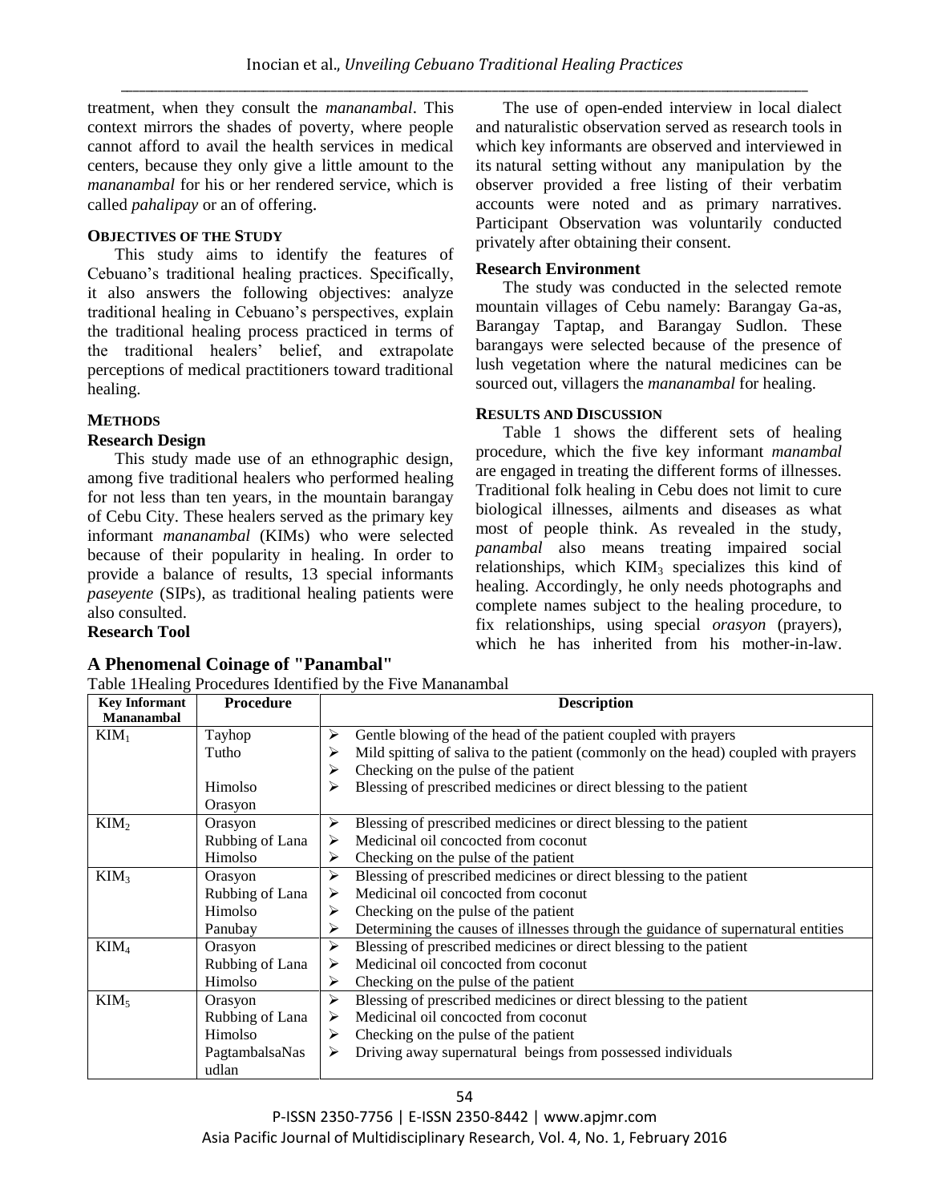treatment, when they consult the *mananambal*. This context mirrors the shades of poverty, where people cannot afford to avail the health services in medical centers, because they only give a little amount to the *mananambal* for his or her rendered service, which is called *pahalipay* or an of offering.

**OBJECTIVES OF THE STUDY**

This study aims to identify the features of Cebuano's traditional healing practices. Specifically, it also answers the following objectives: analyze traditional healing in Cebuano's perspectives, explain the traditional healing process practiced in terms of the traditional healers' belief, and extrapolate perceptions of medical practitioners toward traditional healing.

## METHODS

### Research Design

This study made use of an ethnographic design, among five traditional healers who performed healing for not less than ten years, in the mountain barangay of Cebu City. These healers served as the primary key informant *mananambal* (KIMs) who were selected because of their popularity in healing. In order to provide a balance of results, 13 special informants *paseyente* (SIPs), as traditional healing patients were also consulted.

### Research Tool

The use of open-ended interview in local dialect and naturalistic observation served as research tools in which key informants are observed and interviewed in its natural setting without any manipulation by the observer provided a free listing of their verbatim accounts were noted and as primary narratives. Participant Observation was voluntarily conducted privately after obtaining their consent.

### Research Environment

The study was conducted in the selected remote mountain villages of Cebu namely: Barangay Ga-as, Barangay Taptap, and Barangay Sudlon. These barangays were selected because of the presence of lush vegetation where the natural medicines can be sourced out, villagers the *mananambal* for healing.

## RESULTS AND DISCUSSION

Table 1 shows the different sets of healing procedure, which the five key informant *manambal* are engaged in treating the different forms of illnesses. Traditional folk healing in Cebu does not limit to cure biological illnesses, ailments and diseases as what most of people think. As revealed in the study, *panambal* also means treating impaired social relationships, which $KIM_3$ specializes this kind of healing. Accordingly, he only needs photographs and complete names subject to the healing procedure, to fix relationships, using special *orasyon* (prayers), which he has inherited from his mother-in-law.

### A Phenomenal Coinage of "Panambal"

Table 1Healing Procedures Identified by the Five Mananambal

| Key Informant Mananambal | Procedure | Description |
|---|---|---|
| $KIM_1$ | Tayhop<br>Tutho<br><br>Himolso<br>Orasyon | ➢ Gentle blowing of the head of the patient coupled with prayers<br>➢ Mild spitting of saliva to the patient (commonly on the head) coupled with prayers<br>➢ Checking on the pulse of the patient<br>➢ Blessing of prescribed medicines or direct blessing to the patient |
| $KIM_2$ | Orasyon<br>Rubbing of Lana<br>Himolso | ➢ Blessing of prescribed medicines or direct blessing to the patient<br>➢ Medicinal oil concocted from coconut<br>➢ Checking on the pulse of the patient |
| $KIM_3$ | Orasyon<br>Rubbing of Lana<br>Himolso<br>Panubay | ➢ Blessing of prescribed medicines or direct blessing to the patient<br>➢ Medicinal oil concocted from coconut<br>➢ Checking on the pulse of the patient<br>➢ Determining the causes of illnesses through the guidance of supernatural entities |
| $KIM_4$ | Orasyon<br>Rubbing of Lana<br>Himolso | ➢ Blessing of prescribed medicines or direct blessing to the patient<br>➢ Medicinal oil concocted from coconut<br>➢ Checking on the pulse of the patient |
| $KIM_5$ | Orasyon<br>Rubbing of Lana<br>Himolso<br>PagtambalsaNas udlan | ➢ Blessing of prescribed medicines or direct blessing to the patient<br>➢ Medicinal oil concocted from coconut<br>➢ Checking on the pulse of the patient<br>➢ Driving away supernatural beings from possessed individuals |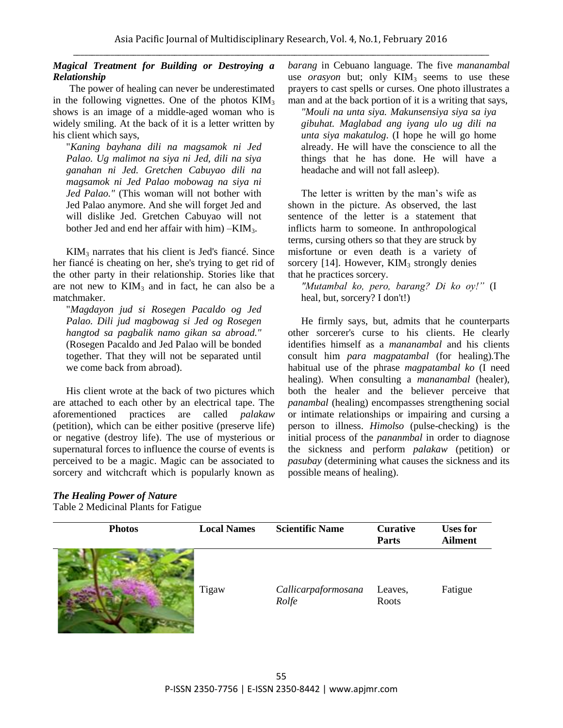### *Magical Treatment for Building or Destroying a Relationship*

The power of healing can never be underestimated in the following vignettes. One of the photos $KIM_3$ shows is an image of a middle-aged woman who is widely smiling. At the back of it is a letter written by his client which says,

> "*Kaning bayhana dili na magsamok ni Jed Palao. Ug malimot na siya ni Jed, dili na siya ganahan ni Jed. Gretchen Cabuyao dili na magsamok ni Jed Palao mobowag na siya ni Jed Palao."* (This woman will not bother with Jed Palao anymore. And she will forget Jed and will dislike Jed. Gretchen Cabuyao will not bother Jed and end her affair with him) –$KIM_3$.

$KIM_3$ narrates that his client is Jed's fiancé. Since her fiancé is cheating on her, she's trying to get rid of the other party in their relationship. Stories like that are not new to $KIM_3$ and in fact, he can also be a matchmaker.

> "*Magdayon jud si Rosegen Pacaldo og Jed Palao. Dili jud magbowag si Jed og Rosegen hangtod sa pagbalik namo gikan sa abroad."* (Rosegen Pacaldo and Jed Palao will be bonded together. That they will not be separated until we come back from abroad).

His client wrote at the back of two pictures which are attached to each other by an electrical tape. The aforementioned practices are called *palakaw* (petition), which can be either positive (preserve life) or negative (destroy life). The use of mysterious or supernatural forces to influence the course of events is perceived to be a magic. Magic can be associated to sorcery and witchcraft which is popularly known as *barang* in Cebuano language. The five *mananambal* use *orasyon* but; only $KIM_3$ seems to use these prayers to cast spells or curses. One photo illustrates a man and at the back portion of it is a writing that says,

> *"Mouli na unta siya. Makunsensiya siya sa iya gibuhat. Maglabad ang iyang ulo ug dili na unta siya makatulog*. (I hope he will go home already. He will have the conscience to all the things that he has done. He will have a headache and will not fall asleep).

The letter is written by the man's wife as shown in the picture. As observed, the last sentence of the letter is a statement that inflicts harm to someone. In anthropological terms, cursing others so that they are struck by misfortune or even death is a variety of sorcery [14]. However, $KIM_3$ strongly denies that he practices sorcery.

> *"Mutambal ko, pero, barang? Di ko oy!"* (I heal, but, sorcery? I don't!)

He firmly says, but, admits that he counterparts other sorcerer's curse to his clients. He clearly identifies himself as a *mananambal* and his clients consult him *para magpatambal* (for healing).The habitual use of the phrase *magpatambal ko* (I need healing). When consulting a *mananambal* (healer), both the healer and the believer perceive that *panambal* (healing) encompasses strengthening social or intimate relationships or impairing and cursing a person to illness. *Himolso* (pulse-checking) is the initial process of the *pananmbal* in order to diagnose the sickness and perform *palakaw* (petition) or *pasubay* (determining what causes the sickness and its possible means of healing).

### *The Healing Power of Nature*

Table 2 Medicinal Plants for Fatigue

| Photos | Local Names | Scientific Name | Curative Parts | Uses for Ailment |
|---|---|---|---|---|
| | Tigaw | *Callicarpaformosana Rolfe* | Leaves, Roots | Fatigue |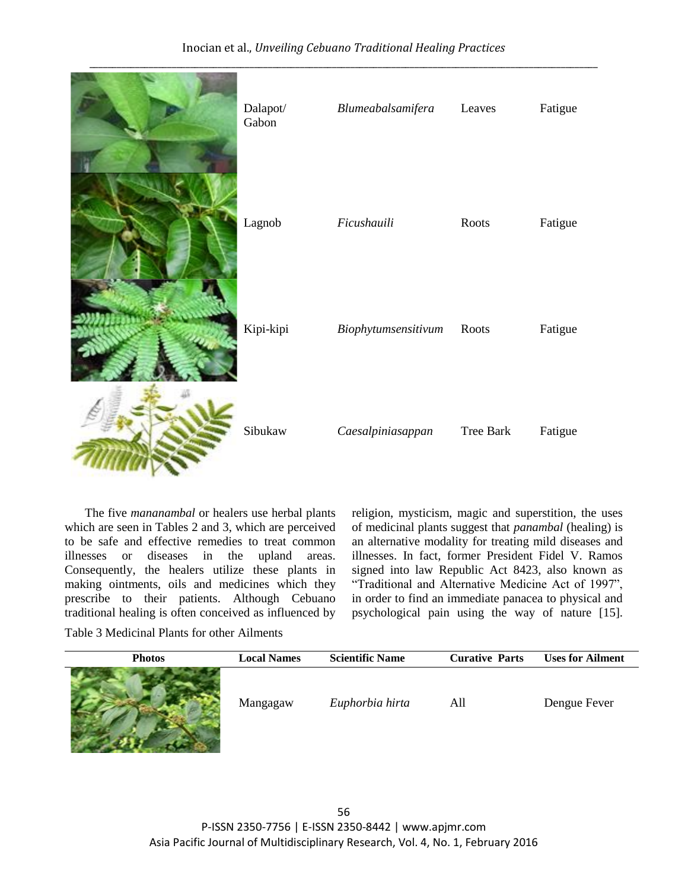| Photos | Local Names | Scientific Name | Curative Parts | Uses for Ailment |
|---|---|---|---|---|
| | Dalapot/ Gabon | *Blumeabalsamifera* | Leaves | Fatigue |
| | Lagnob | *Ficushauili* | Roots | Fatigue |
| | Kipi-kipi | *Biophytumsensitivum* | Roots | Fatigue |
| | Sibukaw | *Caesalpiniasappan* | Tree Bark | Fatigue |

The five *mananambal* or healers use herbal plants which are seen in Tables 2 and 3, which are perceived to be safe and effective remedies to treat common illnesses or diseases in the upland areas. Consequently, the healers utilize these plants in making ointments, oils and medicines which they prescribe to their patients. Although Cebuano traditional healing is often conceived as influenced by religion, mysticism, magic and superstition, the uses of medicinal plants suggest that *panambal* (healing) is an alternative modality for treating mild diseases and illnesses. In fact, former President Fidel V. Ramos signed into law Republic Act 8423, also known as "Traditional and Alternative Medicine Act of 1997", in order to find an immediate panacea to physical and psychological pain using the way of nature [15].

Table 3 Medicinal Plants for other Ailments

| Photos | Local Names | Scientific Name | Curative Parts | Uses for Ailment |
|---|---|---|---|---|
| | Mangagaw | *Euphorbia hirta* | All | Dengue Fever |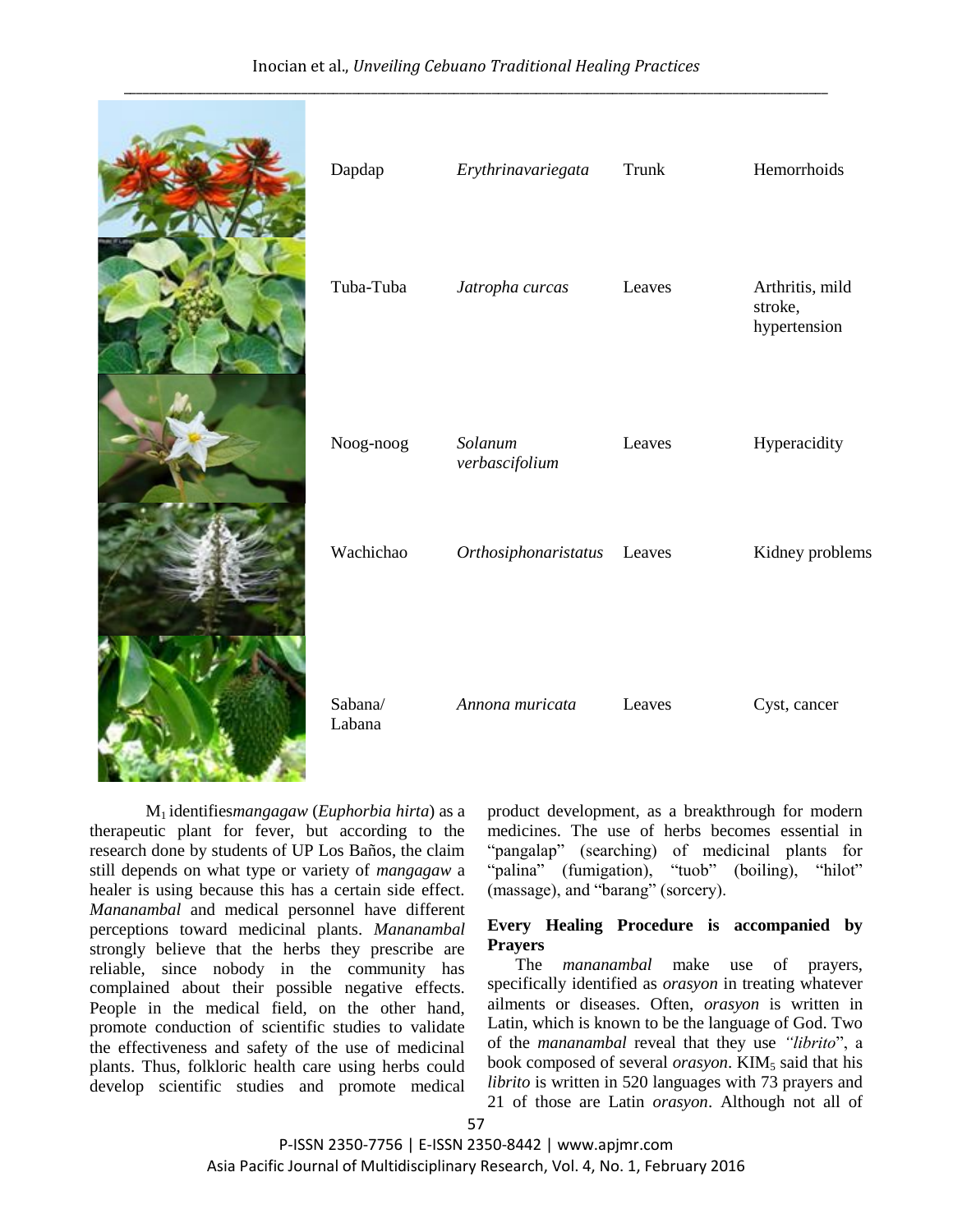| | Dapdap | *Erythrinavariegata* | Trunk | Hemorrhoids |
|---|---|---|---|---|
| | Tuba-Tuba | *Jatropha curcas* | Leaves | Arthritis, mild stroke, hypertension |
| | Noog-noog | *Solanum verbascifolium* | Leaves | Hyperacidity |
| | Wachichao | *Orthosiphonaristatus* | Leaves | Kidney problems |
| | Sabana/ Labana | *Annona muricata* | Leaves | Cyst, cancer |

$M_1$ identifies*mangagaw* (*Euphorbia hirta*) as a therapeutic plant for fever, but according to the research done by students of UP Los Baños, the claim still depends on what type or variety of *mangagaw* a healer is using because this has a certain side effect. *Mananambal* and medical personnel have different perceptions toward medicinal plants. *Mananambal* strongly believe that the herbs they prescribe are reliable, since nobody in the community has complained about their possible negative effects. People in the medical field, on the other hand, promote conduction of scientific studies to validate the effectiveness and safety of the use of medicinal plants. Thus, folkloric health care using herbs could develop scientific studies and promote medical product development, as a breakthrough for modern medicines. The use of herbs becomes essential in "pangalap" (searching) of medicinal plants for "palina" (fumigation), "tuob" (boiling), "hilot" (massage), and "barang" (sorcery).

**Every Healing Procedure is accompanied by Prayers**

The *mananambal* make use of prayers, specifically identified as *orasyon* in treating whatever ailments or diseases. Often, *orasyon* is written in Latin, which is known to be the language of God. Two of the *mananambal* reveal that they use *"librito*", a book composed of several *orasyon*. $KIM_5$ said that his *librito* is written in 520 languages with 73 prayers and 21 of those are Latin *orasyon*. Although not all of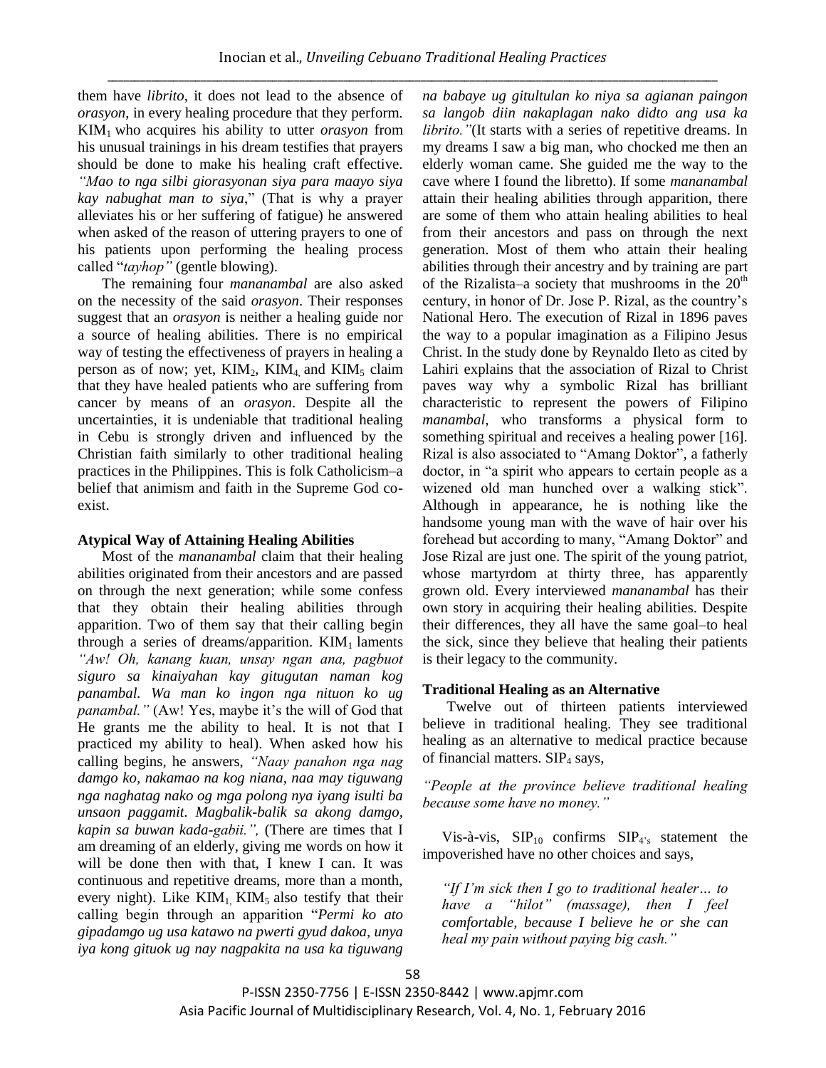them have *librito*, it does not lead to the absence of *orasyon*, in every healing procedure that they perform. $KIM_1$ who acquires his ability to utter *orasyon* from his unusual trainings in his dream testifies that prayers should be done to make his healing craft effective. *"Mao to nga silbi giorasyonan siya para maayo siya kay nabughat man to siya*," (That is why a prayer alleviates his or her suffering of fatigue) he answered when asked of the reason of uttering prayers to one of his patients upon performing the healing process called "*tayhop"* (gentle blowing).

The remaining four *mananambal* are also asked on the necessity of the said *orasyon*. Their responses suggest that an *orasyon* is neither a healing guide nor a source of healing abilities. There is no empirical way of testing the effectiveness of prayers in healing a person as of now; yet, $KIM_2$, $KIM_4$ and $KIM_5$ claim that they have healed patients who are suffering from cancer by means of an *orasyon*. Despite all the uncertainties, it is undeniable that traditional healing in Cebu is strongly driven and influenced by the Christian faith similarly to other traditional healing practices in the Philippines. This is folk Catholicism–a belief that animism and faith in the Supreme God co-exist.

### Atypical Way of Attaining Healing Abilities

Most of the *mananambal* claim that their healing abilities originated from their ancestors and are passed on through the next generation; while some confess that they obtain their healing abilities through apparition. Two of them say that their calling begin through a series of dreams/apparition. $KIM_1$ laments *"Aw! Oh, kanang kuan, unsay ngan ana, pagbuot siguro sa kinaiyahan kay gitugutan naman kog panambal. Wa man ko ingon nga nituon ko ug panambal."* (Aw! Yes, maybe it's the will of God that He grants me the ability to heal. It is not that I practiced my ability to heal). When asked how his calling begins, he answers, *"Naay panahon nga nag damgo ko, nakamao na kog niana, naa may tiguwang nga naghatag nako og mga polong nya iyang isulti ba unsaon paggamit. Magbalik-balik sa akong damgo, kapin sa buwan kada-gabii.",* (There are times that I am dreaming of an elderly, giving me words on how it will be done then with that, I knew I can. It was continuous and repetitive dreams, more than a month, every night). Like $KIM_1$, $KIM_5$ also testify that their calling begin through an apparition "*Permi ko ato gipadamgo ug usa katawo na pwerti gyud dakoa, unya iya kong gituok ug nay nagpakita na usa ka tiguwang na babaye ug gitultulan ko niya sa agianan paingon sa langob diin nakaplagan nako didto ang usa ka librito."*(It starts with a series of repetitive dreams. In my dreams I saw a big man, who chocked me then an elderly woman came. She guided me the way to the cave where I found the libretto). If some *mananambal* attain their healing abilities through apparition, there are some of them who attain healing abilities to heal from their ancestors and pass on through the next generation. Most of them who attain their healing abilities through their ancestry and by training are part of the Rizalista–a society that mushrooms in the $20^{th}$ century, in honor of Dr. Jose P. Rizal, as the country's National Hero. The execution of Rizal in 1896 paves the way to a popular imagination as a Filipino Jesus Christ. In the study done by Reynaldo Ileto as cited by Lahiri explains that the association of Rizal to Christ paves way why a symbolic Rizal has brilliant characteristic to represent the powers of Filipino *manambal*, who transforms a physical form to something spiritual and receives a healing power [16]. Rizal is also associated to "Amang Doktor", a fatherly doctor, in "a spirit who appears to certain people as a wizened old man hunched over a walking stick". Although in appearance, he is nothing like the handsome young man with the wave of hair over his forehead but according to many, "Amang Doktor" and Jose Rizal are just one. The spirit of the young patriot, whose martyrdom at thirty three, has apparently grown old. Every interviewed *mananambal* has their own story in acquiring their healing abilities. Despite their differences, they all have the same goal–to heal the sick, since they believe that healing their patients is their legacy to the community.

### Traditional Healing as an Alternative

Twelve out of thirteen patients interviewed believe in traditional healing. They see traditional healing as an alternative to medical practice because of financial matters. $SIP_4$ says,

*"People at the province believe traditional healing because some have no money."*

Vis-à-vis, $SIP_{10}$ confirms $SIP_{4's}$ statement the impoverished have no other choices and says,

> *"If I'm sick then I go to traditional healer… to have a "hilot" (massage), then I feel comfortable, because I believe he or she can heal my pain without paying big cash."*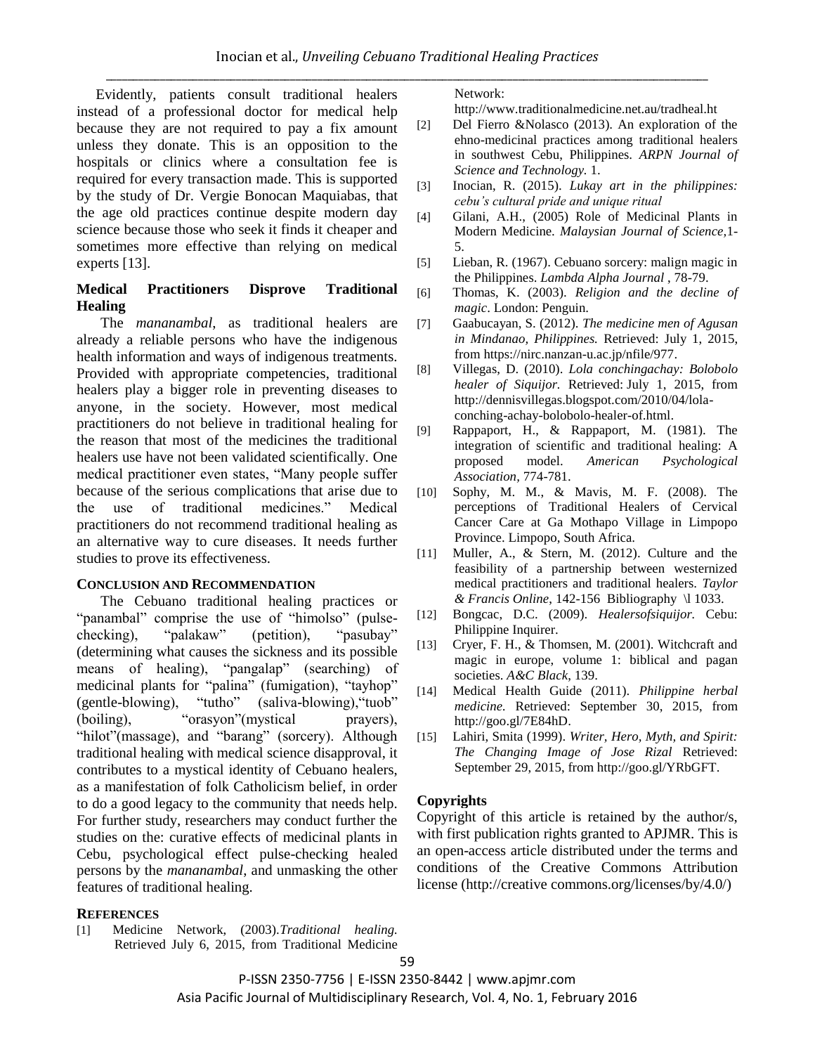Evidently, patients consult traditional healers instead of a professional doctor for medical help because they are not required to pay a fix amount unless they donate. This is an opposition to the hospitals or clinics where a consultation fee is required for every transaction made. This is supported by the study of Dr. Vergie Bonocan Maquiabas, that the age old practices continue despite modern day science because those who seek it finds it cheaper and sometimes more effective than relying on medical experts [13].

## Medical Practitioners Disprove Traditional Healing

The *mananambal*, as traditional healers are already a reliable persons who have the indigenous health information and ways of indigenous treatments. Provided with appropriate competencies, traditional healers play a bigger role in preventing diseases to anyone, in the society. However, most medical practitioners do not believe in traditional healing for the reason that most of the medicines the traditional healers use have not been validated scientifically. One medical practitioner even states, "Many people suffer because of the serious complications that arise due to the use of traditional medicines." Medical practitioners do not recommend traditional healing as an alternative way to cure diseases. It needs further studies to prove its effectiveness.

## CONCLUSION AND RECOMMENDATION

The Cebuano traditional healing practices or "panambal" comprise the use of "himolso" (pulse-checking), "palakaw" (petition), "pasubay" (determining what causes the sickness and its possible means of healing), "pangalap" (searching) of medicinal plants for "palina" (fumigation), "tayhop" (gentle-blowing), "tutho" (saliva-blowing),"tuob" (boiling), "orasyon"(mystical prayers), "hilot"(massage), and "barang" (sorcery). Although traditional healing with medical science disapproval, it contributes to a mystical identity of Cebuano healers, as a manifestation of folk Catholicism belief, in order to do a good legacy to the community that needs help. For further study, researchers may conduct further the studies on the: curative effects of medicinal plants in Cebu, psychological effect pulse-checking healed persons by the *mananambal*, and unmasking the other features of traditional healing.

## REFERENCES

[1] Medicine Network, (2003).*Traditional healing.* Retrieved July 6, 2015, from Traditional Medicine Network: http://www.traditionalmedicine.net.au/tradheal.ht

[2] Del Fierro &Nolasco (2013). An exploration of the ehno-medicinal practices among traditional healers in southwest Cebu, Philippines. *ARPN Journal of Science and Technology.* 1.

[3] Inocian, R. (2015). *Lukay art in the philippines: cebu's cultural pride and unique ritual*

[4] Gilani, A.H., (2005) Role of Medicinal Plants in Modern Medicine. *Malaysian Journal of Science,*1-5.

[5] Lieban, R. (1967). Cebuano sorcery: malign magic in the Philippines. *Lambda Alpha Journal* , 78-79.

[6] Thomas, K. (2003). *Religion and the decline of magic*. London: Penguin.

[7] Gaabucayan, S. (2012). *The medicine men of Agusan in Mindanao, Philippines.* Retrieved: July 1, 2015, from https://nirc.nanzan-u.ac.jp/nfile/977.

[8] Villegas, D. (2010). *Lola conchingachay: Bolobolo healer of Siquijor.* Retrieved: July 1, 2015, from http://dennisvillegas.blogspot.com/2010/04/lola-conching-achay-bolobolo-healer-of.html.

[9] Rappaport, H., & Rappaport, M. (1981). The integration of scientific and traditional healing: A proposed model. *American Psychological Association*, 774-781.

[10] Sophy, M. M., & Mavis, M. F. (2008). The perceptions of Traditional Healers of Cervical Cancer Care at Ga Mothapo Village in Limpopo Province. Limpopo, South Africa.

[11] Muller, A., & Stern, M. (2012). Culture and the feasibility of a partnership between westernized medical practitioners and traditional healers. *Taylor & Francis Online*, 142-156 Bibliography \l 1033.

[12] Bongcac, D.C. (2009). *Healersofsiquijor.* Cebu: Philippine Inquirer.

[13] Cryer, F. H., & Thomsen, M. (2001). Witchcraft and magic in europe, volume 1: biblical and pagan societies. *A&C Black*, 139.

[14] Medical Health Guide (2011). *Philippine herbal medicine.* Retrieved: September 30, 2015, from http://goo.gl/7E84hD.

[15] Lahiri, Smita (1999). *Writer, Hero, Myth, and Spirit: The Changing Image of Jose Rizal* Retrieved: September 29, 2015, from http://goo.gl/YRbGFT.

## Copyrights

Copyright of this article is retained by the author/s, with first publication rights granted to APJMR. This is an open-access article distributed under the terms and conditions of the Creative Commons Attribution license (http://creative commons.org/licenses/by/4.0/)